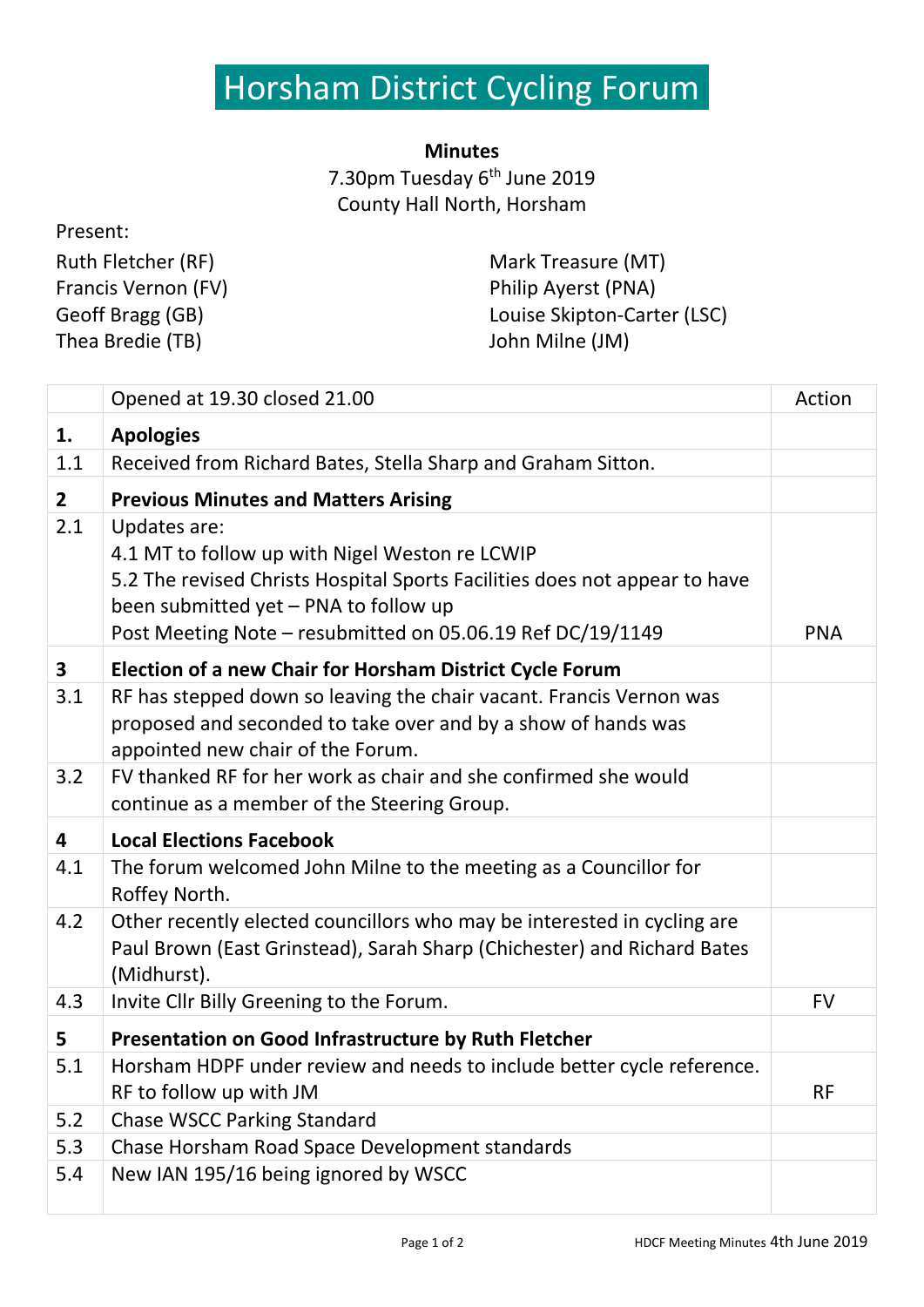# Horsham District Cycling Forum

**Minutes**

7.30pm Tuesday 6th June 2019

County Hall North, Horsham

Present:

Ruth Fletcher (RF)
Francis Vernon (FV)
Geoff Bragg (GB)
Thea Bredie (TB)
Mark Treasure (MT)
Philip Ayerst (PNA)
Louise Skipton-Carter (LSC)
John Milne (JM)

| | Opened at 19.30 closed 21.00 | Action |
|---|---|---|
| **1.** | **Apologies** | |
| 1.1 | Received from Richard Bates, Stella Sharp and Graham Sitton. | |
| **2** | **Previous Minutes and Matters Arising** | |
| 2.1 | Updates are:<br>4.1 MT to follow up with Nigel Weston re LCWIP<br>5.2 The revised Christs Hospital Sports Facilities does not appear to have been submitted yet – PNA to follow up<br>Post Meeting Note – resubmitted on 05.06.19 Ref DC/19/1149 | PNA |
| **3** | **Election of a new Chair for Horsham District Cycle Forum** | |
| 3.1 | RF has stepped down so leaving the chair vacant. Francis Vernon was proposed and seconded to take over and by a show of hands was appointed new chair of the Forum. | |
| 3.2 | FV thanked RF for her work as chair and she confirmed she would continue as a member of the Steering Group. | |
| **4** | **Local Elections Facebook** | |
| 4.1 | The forum welcomed John Milne to the meeting as a Councillor for Roffey North. | |
| 4.2 | Other recently elected councillors who may be interested in cycling are Paul Brown (East Grinstead), Sarah Sharp (Chichester) and Richard Bates (Midhurst). | |
| 4.3 | Invite Cllr Billy Greening to the Forum. | FV |
| **5** | **Presentation on Good Infrastructure by Ruth Fletcher** | |
| 5.1 | Horsham HDPF under review and needs to include better cycle reference. RF to follow up with JM | RF |
| 5.2 | Chase WSCC Parking Standard | |
| 5.3 | Chase Horsham Road Space Development standards | |
| 5.4 | New IAN 195/16 being ignored by WSCC | |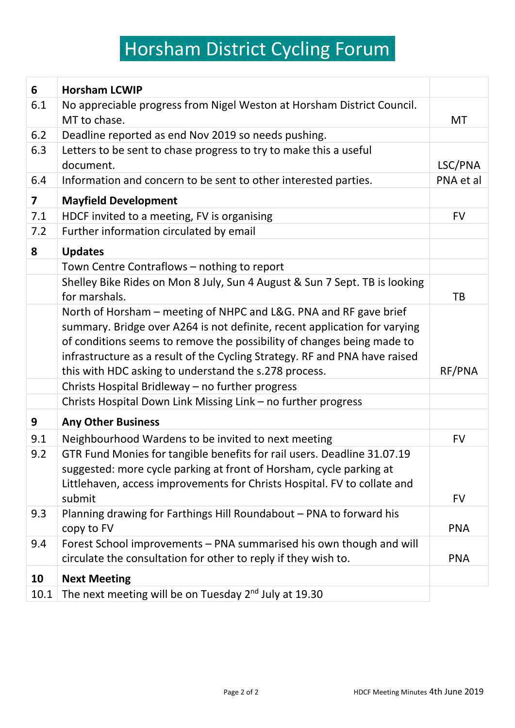# Horsham District Cycling Forum

| | | |
|---|---|---|
| **6** | **Horsham LCWIP** | |
| 6.1 | No appreciable progress from Nigel Weston at Horsham District Council. MT to chase. | MT |
| 6.2 | Deadline reported as end Nov 2019 so needs pushing. | |
| 6.3 | Letters to be sent to chase progress to try to make this a useful document. | LSC/PNA |
| 6.4 | Information and concern to be sent to other interested parties. | PNA et al |
| **7** | **Mayfield Development** | |
| 7.1 | HDCF invited to a meeting, FV is organising | FV |
| 7.2 | Further information circulated by email | |
| **8** | **Updates** | |
| | Town Centre Contraflows – nothing to report | |
| | Shelley Bike Rides on Mon 8 July, Sun 4 August & Sun 7 Sept. TB is looking for marshals. | TB |
| | North of Horsham – meeting of NHPC and L&G. PNA and RF gave brief summary. Bridge over A264 is not definite, recent application for varying of conditions seems to remove the possibility of changes being made to infrastructure as a result of the Cycling Strategy. RF and PNA have raised this with HDC asking to understand the s.278 process. | RF/PNA |
| | Christs Hospital Bridleway – no further progress | |
| | Christs Hospital Down Link Missing Link – no further progress | |
| **9** | **Any Other Business** | |
| 9.1 | Neighbourhood Wardens to be invited to next meeting | FV |
| 9.2 | GTR Fund Monies for tangible benefits for rail users. Deadline 31.07.19 suggested: more cycle parking at front of Horsham, cycle parking at Littlehaven, access improvements for Christs Hospital. FV to collate and submit | FV |
| 9.3 | Planning drawing for Farthings Hill Roundabout – PNA to forward his copy to FV | PNA |
| 9.4 | Forest School improvements – PNA summarised his own though and will circulate the consultation for other to reply if they wish to. | PNA |
| **10** | **Next Meeting** | |
| 10.1 | The next meeting will be on Tuesday 2nd July at 19.30 | |